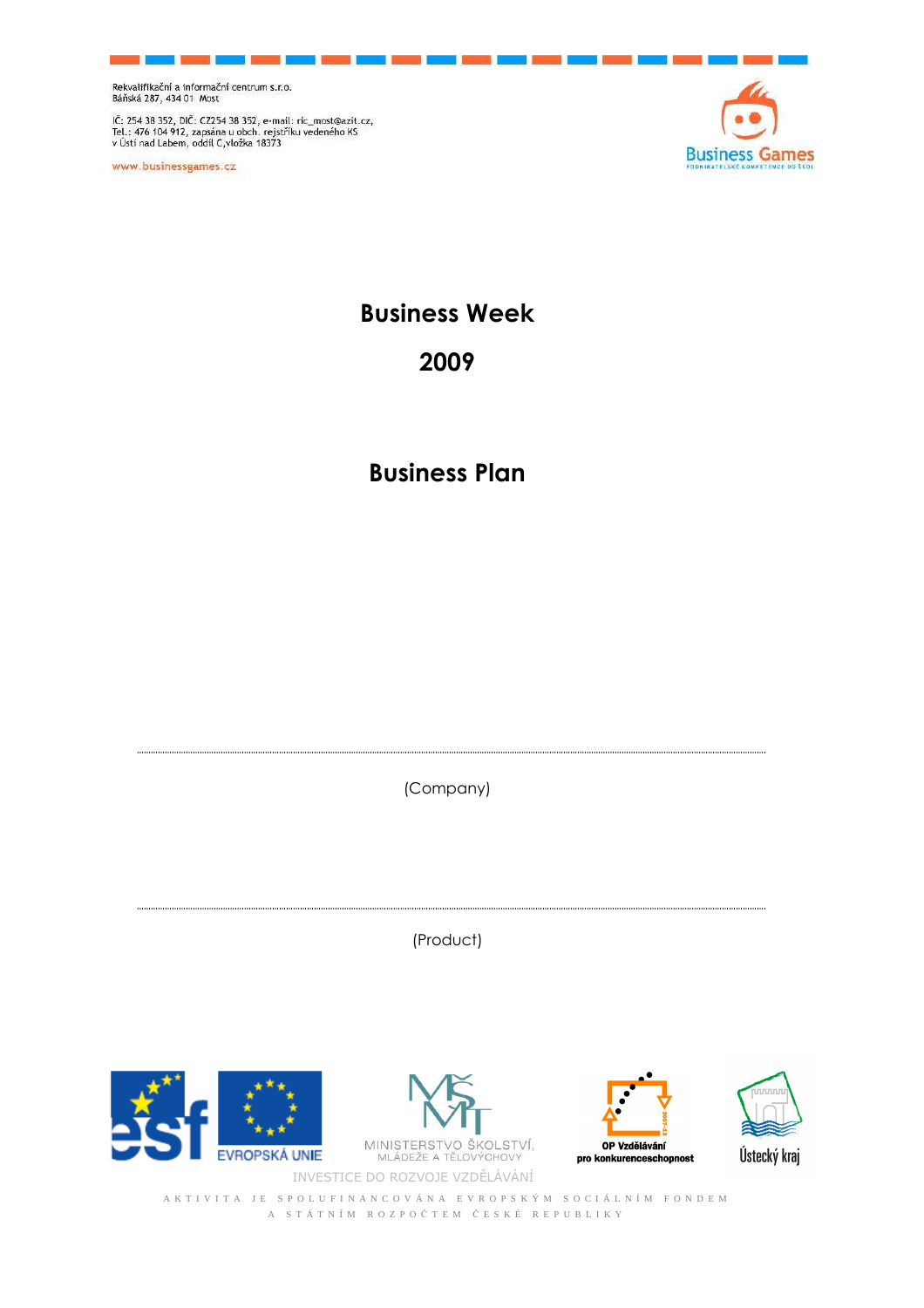Rekvalifikační a informační centrum s.r.o.
Báňská 287, 434 01 Most

IČ: 254 38 352, DIČ: CZ254 38 352, e-mail: ric_most@azit.cz,
Tel.: 476 104 912, zapsána u obch. rejstříku vedeného KS
v Ústí nad Labem, oddíl C,vložka 18373

www.businessgames.cz

# Business Week

# 2009

# Business Plan

..................................................................................................................................

(Company)

..................................................................................................................................

(Product)

INVESTICE DO ROZVOJE VZDĚLÁVÁNÍ

AKTIVITA JE SPOLUFINANCOVÁNA EVROPSKÝM SOCIÁLNÍM FONDEM A STÁTNÍM ROZPOČTEM ČESKÉ REPUBLIKY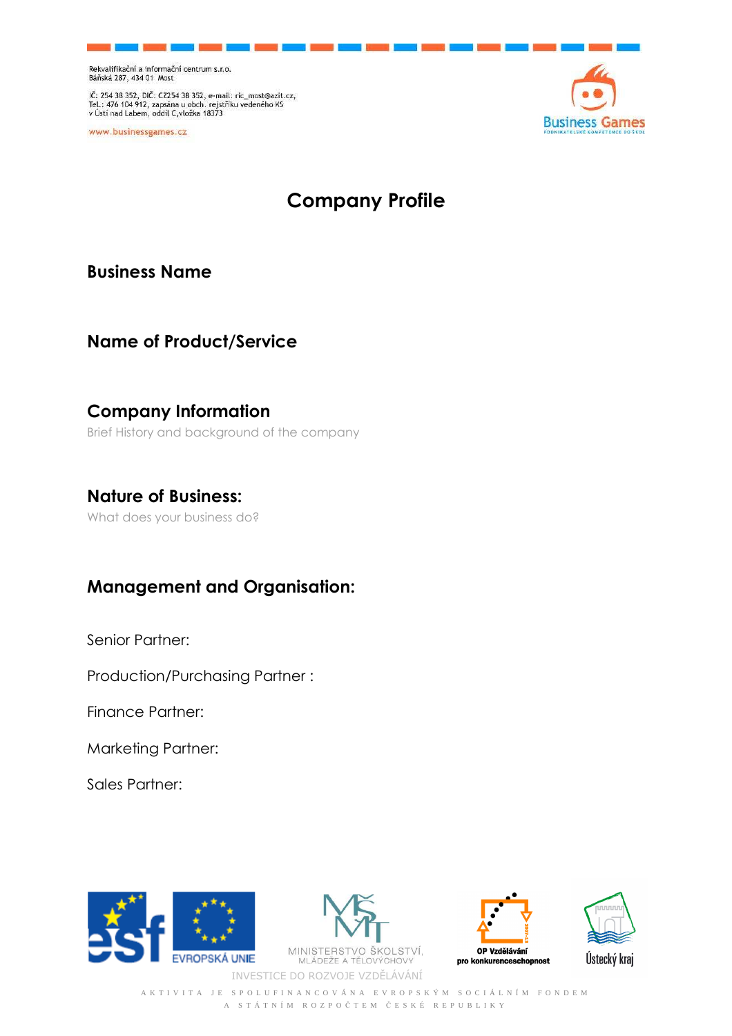# Company Profile

## Business Name

## Name of Product/Service

## Company Information

Brief History and background of the company

## Nature of Business:

What does your business do?

## Management and Organisation:

Senior Partner:

Production/Purchasing Partner :

Finance Partner:

Marketing Partner:

Sales Partner: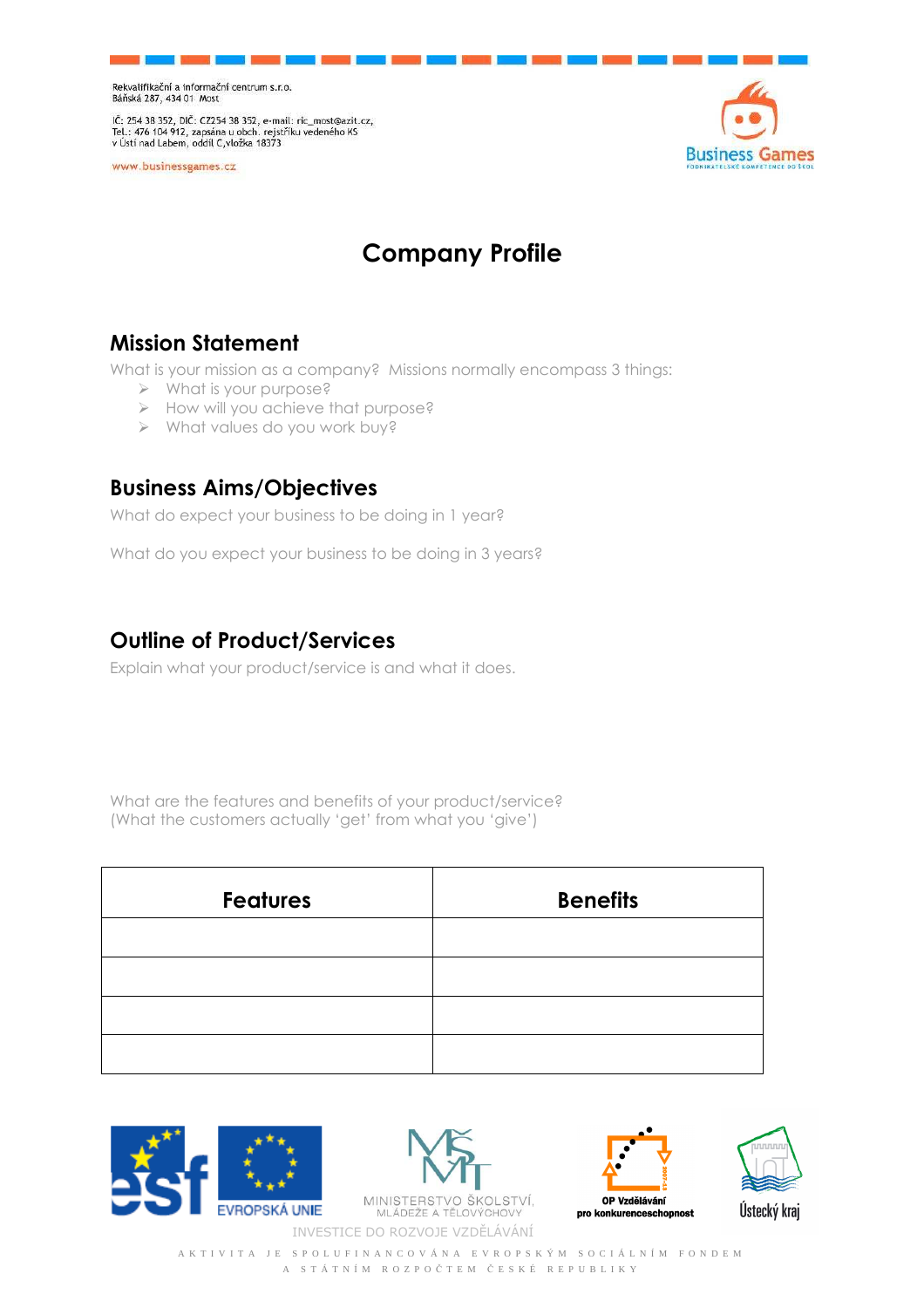# Company Profile

## Mission Statement

What is your mission as a company? Missions normally encompass 3 things:

- What is your purpose?
- How will you achieve that purpose?
- What values do you work buy?

## Business Aims/Objectives

What do expect your business to be doing in 1 year?

What do you expect your business to be doing in 3 years?

## Outline of Product/Services

Explain what your product/service is and what it does.

What are the features and benefits of your product/service?
(What the customers actually 'get' from what you 'give')

| Features | Benefits |
|---|---|
| | |
| | |
| | |
| | |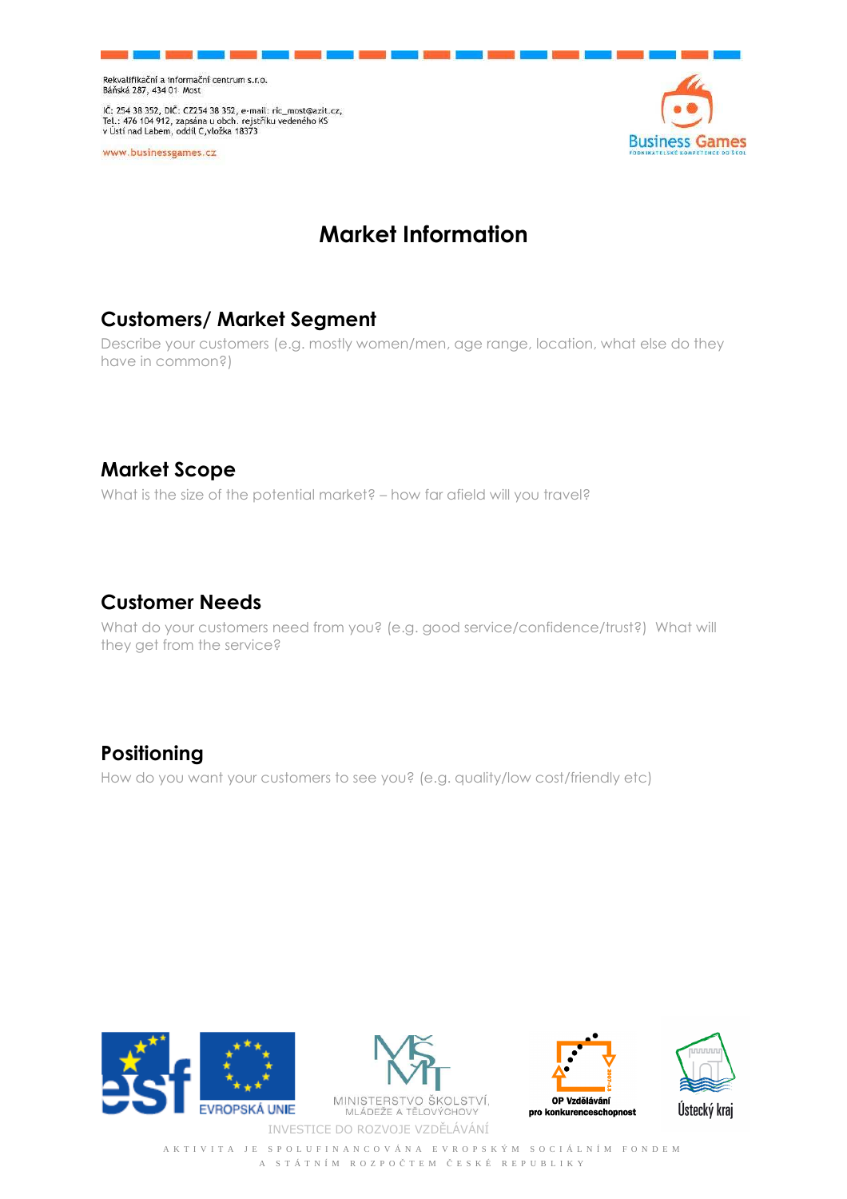# Market Information

## Customers/ Market Segment

Describe your customers (e.g. mostly women/men, age range, location, what else do they have in common?)

## Market Scope

What is the size of the potential market? – how far afield will you travel?

## Customer Needs

What do your customers need from you? (e.g. good service/confidence/trust?) What will they get from the service?

## Positioning

How do you want your customers to see you? (e.g. quality/low cost/friendly etc)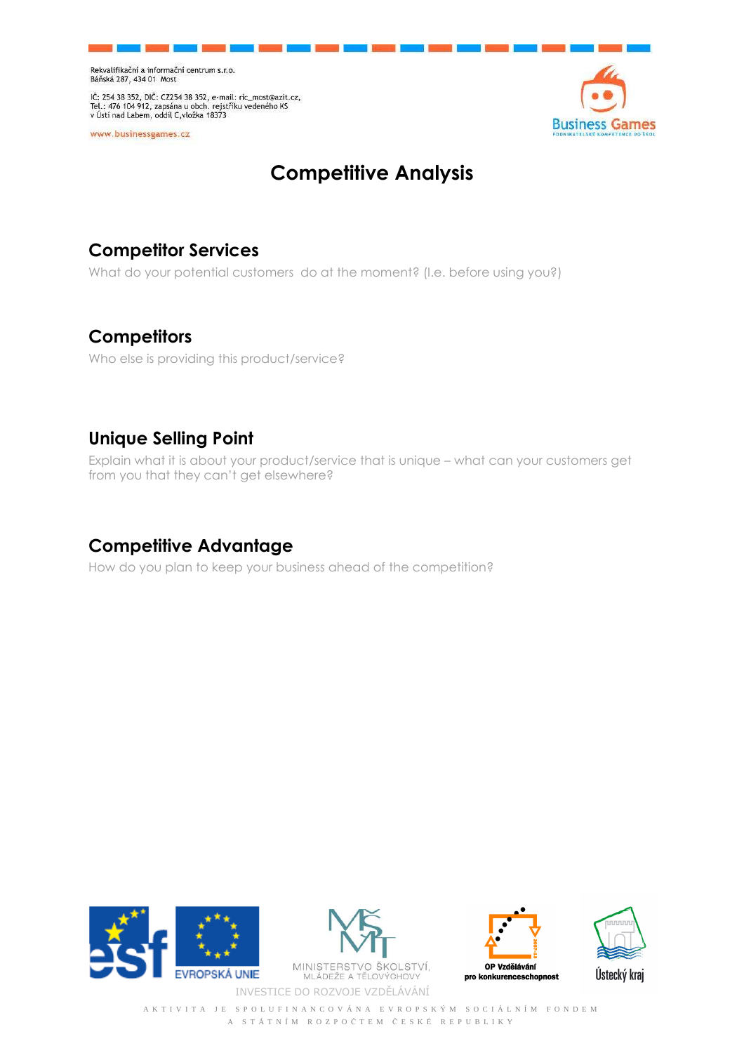# Competitive Analysis

## Competitor Services

What do your potential customers  do at the moment? (I.e. before using you?)

## Competitors

Who else is providing this product/service?

## Unique Selling Point

Explain what it is about your product/service that is unique – what can your customers get from you that they can't get elsewhere?

## Competitive Advantage

How do you plan to keep your business ahead of the competition?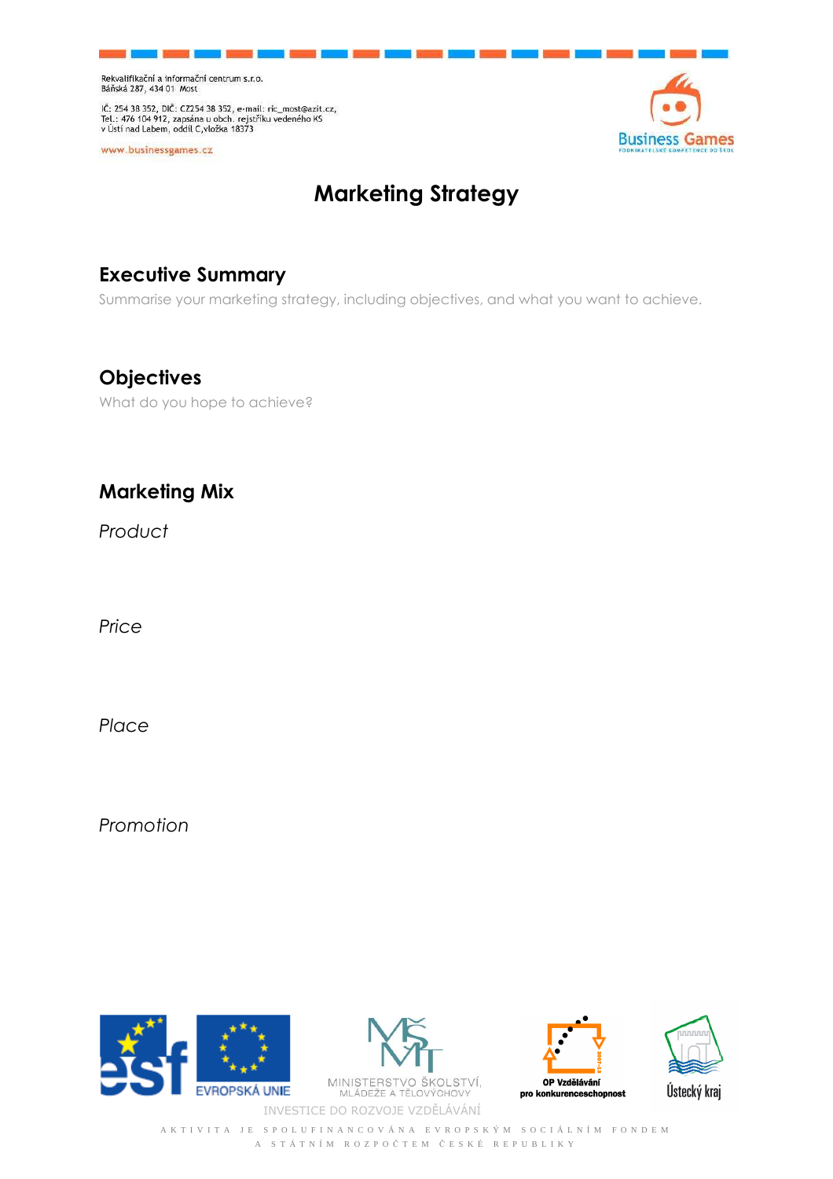# Marketing Strategy

## Executive Summary

Summarise your marketing strategy, including objectives, and what you want to achieve.

## Objectives

What do you hope to achieve?

## Marketing Mix

*Product*

*Price*

*Place*

*Promotion*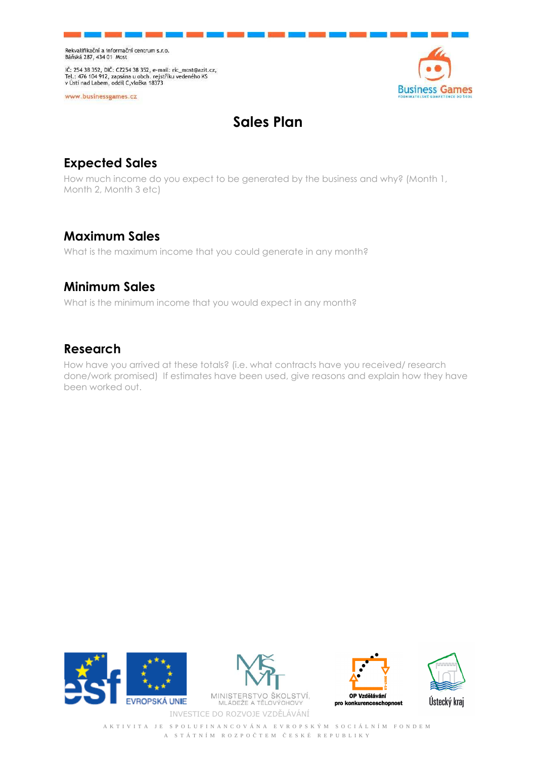# Sales Plan

## Expected Sales

How much income do you expect to be generated by the business and why? (Month 1, Month 2, Month 3 etc)

## Maximum Sales

What is the maximum income that you could generate in any month?

## Minimum Sales

What is the minimum income that you would expect in any month?

## Research

How have you arrived at these totals? (i.e. what contracts have you received/ research done/work promised) If estimates have been used, give reasons and explain how they have been worked out.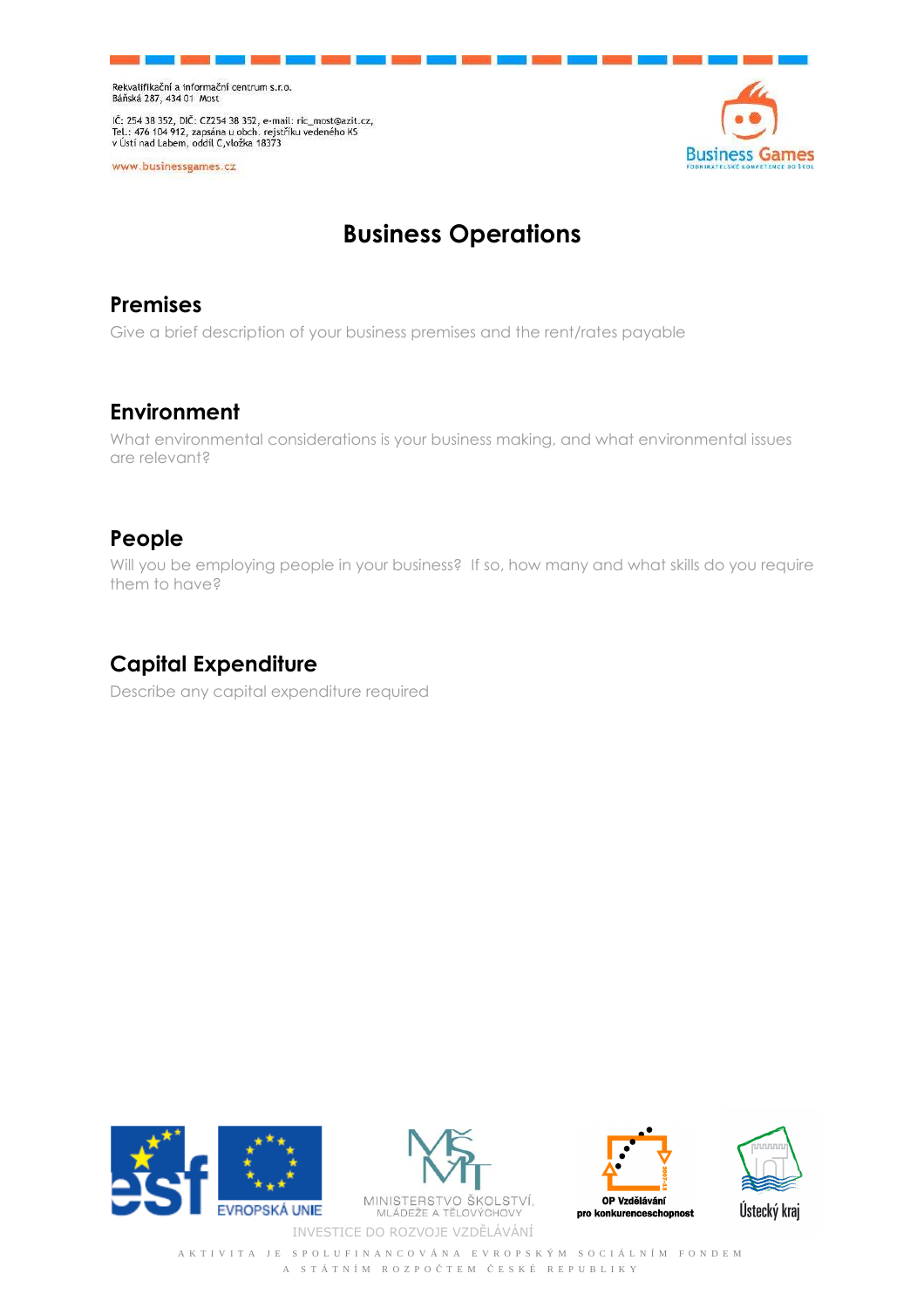# Business Operations

## Premises

Give a brief description of your business premises and the rent/rates payable

## Environment

What environmental considerations is your business making, and what environmental issues are relevant?

## People

Will you be employing people in your business? If so, how many and what skills do you require them to have?

## Capital Expenditure

Describe any capital expenditure required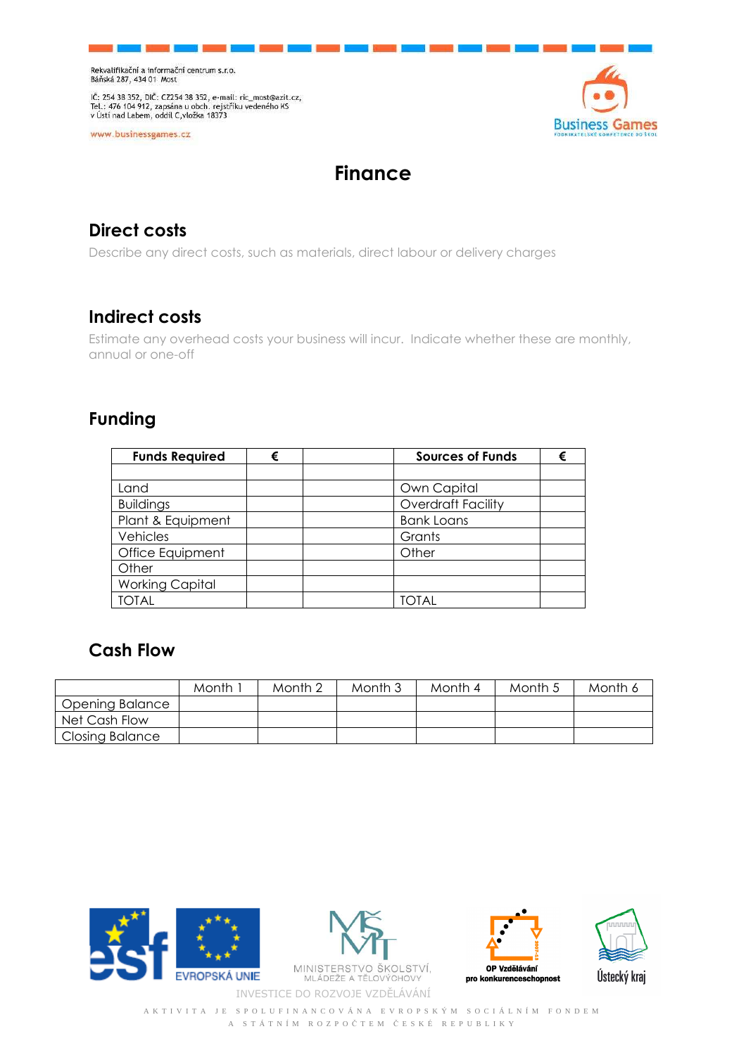# Finance

## Direct costs

Describe any direct costs, such as materials, direct labour or delivery charges

## Indirect costs

Estimate any overhead costs your business will incur. Indicate whether these are monthly, annual or one-off

## Funding

| Funds Required | € | | Sources of Funds | € |
|---|---|---|---|---|
| | | | | |
| Land | | | Own Capital | |
| Buildings | | | Overdraft Facility | |
| Plant & Equipment | | | Bank Loans | |
| Vehicles | | | Grants | |
| Office Equipment | | | Other | |
| Other | | | | |
| Working Capital | | | | |
| TOTAL | | | TOTAL | |

## Cash Flow

| | Month 1 | Month 2 | Month 3 | Month 4 | Month 5 | Month 6 |
|---|---|---|---|---|---|---|
| Opening Balance | | | | | | |
| Net Cash Flow | | | | | | |
| Closing Balance | | | | | | |

INVESTICE DO ROZVOJE VZDĚLÁVÁNÍ

AKTIVITA JE SPOLUFINANCOVÁNA EVROPSKÝM SOCIÁLNÍM FONDEM A STÁTNÍM ROZPOČTEM ČESKÉ REPUBLIKY